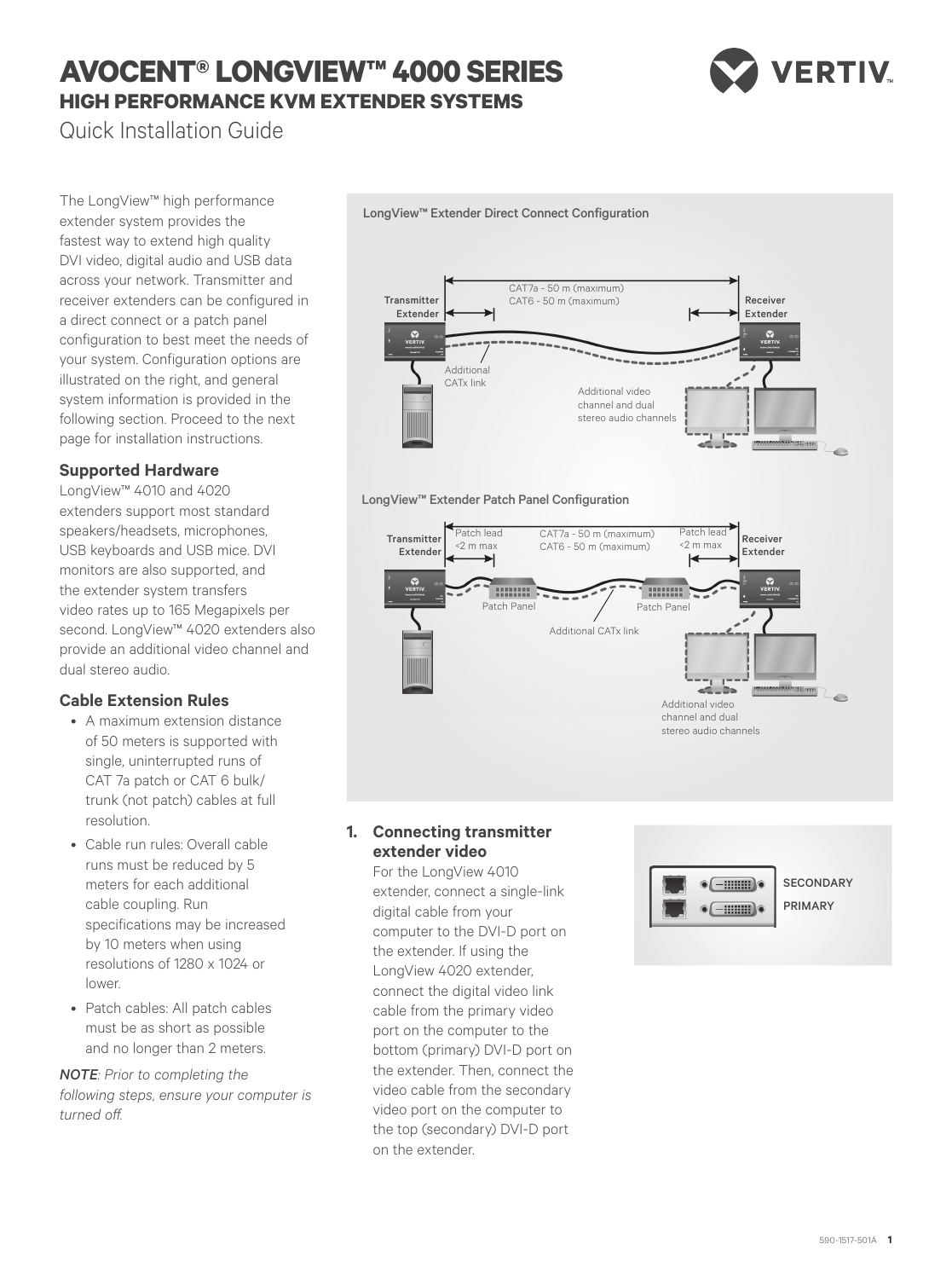# AVOCENT® LONGVIEW™ 4000 SERIES

## HIGH PERFORMANCE KVM EXTENDER SYSTEMS

Quick Installation Guide

The LongView™ high performance extender system provides the fastest way to extend high quality DVI video, digital audio and USB data across your network. Transmitter and receiver extenders can be configured in a direct connect or a patch panel configuration to best meet the needs of your system. Configuration options are illustrated on the right, and general system information is provided in the following section. Proceed to the next page for installation instructions.

### Supported Hardware

LongView™ 4010 and 4020 extenders support most standard speakers/headsets, microphones, USB keyboards and USB mice. DVI monitors are also supported, and the extender system transfers video rates up to 165 Megapixels per second. LongView™ 4020 extenders also provide an additional video channel and dual stereo audio.

### Cable Extension Rules

- A maximum extension distance of 50 meters is supported with single, uninterrupted runs of CAT 7a patch or CAT 6 bulk/ trunk (not patch) cables at full resolution.
- Cable run rules: Overall cable runs must be reduced by 5 meters for each additional cable coupling. Run specifications may be increased by 10 meters when using resolutions of 1280 x 1024 or lower.
- Patch cables: All patch cables must be as short as possible and no longer than 2 meters.

***NOTE**: Prior to completing the following steps, ensure your computer is turned off.*

LongView™ Extender Direct Connect Configuration

Transmitter Extender — CAT7a - 50 m (maximum), CAT6 - 50 m (maximum) — Receiver Extender

Additional CATx link

Additional video channel and dual stereo audio channels

LongView™ Extender Patch Panel Configuration

Transmitter Extender — Patch lead <2 m max — Patch Panel — CAT7a - 50 m (maximum), CAT6 - 50 m (maximum) — Patch Panel — Patch lead <2 m max — Receiver Extender

Additional CATx link

Additional video channel and dual stereo audio channels

### 1. Connecting transmitter extender video

For the LongView 4010 extender, connect a single-link digital cable from your computer to the DVI-D port on the extender. If using the LongView 4020 extender, connect the digital video link cable from the primary video port on the computer to the bottom (primary) DVI-D port on the extender. Then, connect the video cable from the secondary video port on the computer to the top (secondary) DVI-D port on the extender.

SECONDARY

PRIMARY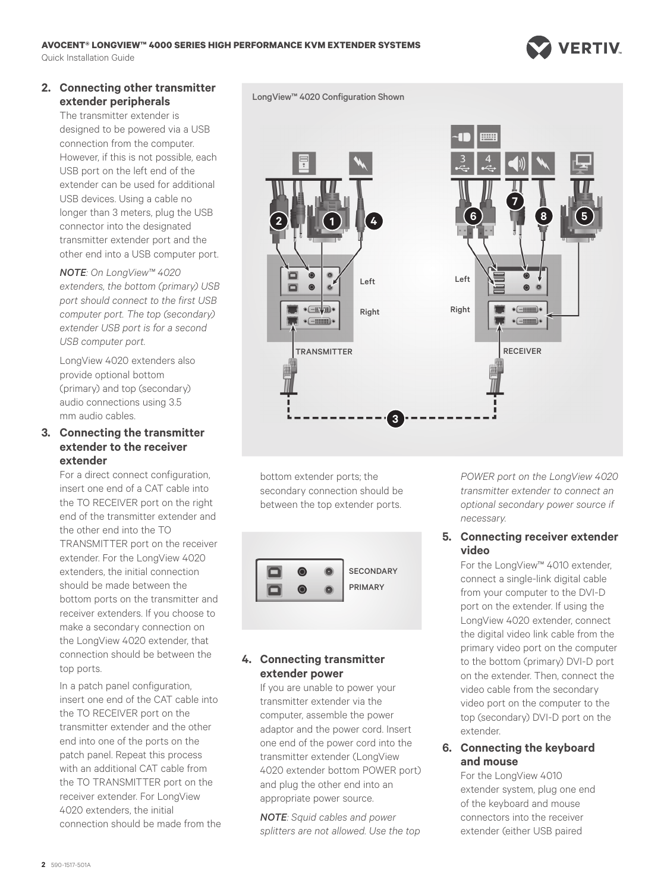## 2. Connecting other transmitter extender peripherals

The transmitter extender is designed to be powered via a USB connection from the computer. However, if this is not possible, each USB port on the left end of the extender can be used for additional USB devices. Using a cable no longer than 3 meters, plug the USB connector into the designated transmitter extender port and the other end into a USB computer port.

*NOTE: On LongView™ 4020 extenders, the bottom (primary) USB port should connect to the first USB computer port. The top (secondary) extender USB port is for a second USB computer port.*

LongView 4020 extenders also provide optional bottom (primary) and top (secondary) audio connections using 3.5 mm audio cables.

## 3. Connecting the transmitter extender to the receiver extender

For a direct connect configuration, insert one end of a CAT cable into the TO RECEIVER port on the right end of the transmitter extender and the other end into the TO TRANSMITTER port on the receiver extender. For the LongView 4020 extenders, the initial connection should be made between the bottom ports on the transmitter and receiver extenders. If you choose to make a secondary connection on the LongView 4020 extender, that connection should be between the top ports.

In a patch panel configuration, insert one end of the CAT cable into the TO RECEIVER port on the transmitter extender and the other end into one of the ports on the patch panel. Repeat this process with an additional CAT cable from the TO TRANSMITTER port on the receiver extender. For LongView 4020 extenders, the initial connection should be made from the bottom extender ports; the secondary connection should be between the top extender ports.

LongView™ 4020 Configuration Shown

SECONDARY
PRIMARY

## 4. Connecting transmitter extender power

If you are unable to power your transmitter extender via the computer, assemble the power adaptor and the power cord. Insert one end of the power cord into the transmitter extender (LongView 4020 extender bottom POWER port) and plug the other end into an appropriate power source.

*NOTE: Squid cables and power splitters are not allowed. Use the top POWER port on the LongView 4020 transmitter extender to connect an optional secondary power source if necessary.*

## 5. Connecting receiver extender video

For the LongView™ 4010 extender, connect a single-link digital cable from your computer to the DVI-D port on the extender. If using the LongView 4020 extender, connect the digital video link cable from the primary video port on the computer to the bottom (primary) DVI-D port on the extender. Then, connect the video cable from the secondary video port on the computer to the top (secondary) DVI-D port on the extender.

## 6. Connecting the keyboard and mouse

For the LongView 4010 extender system, plug one end of the keyboard and mouse connectors into the receiver extender (either USB paired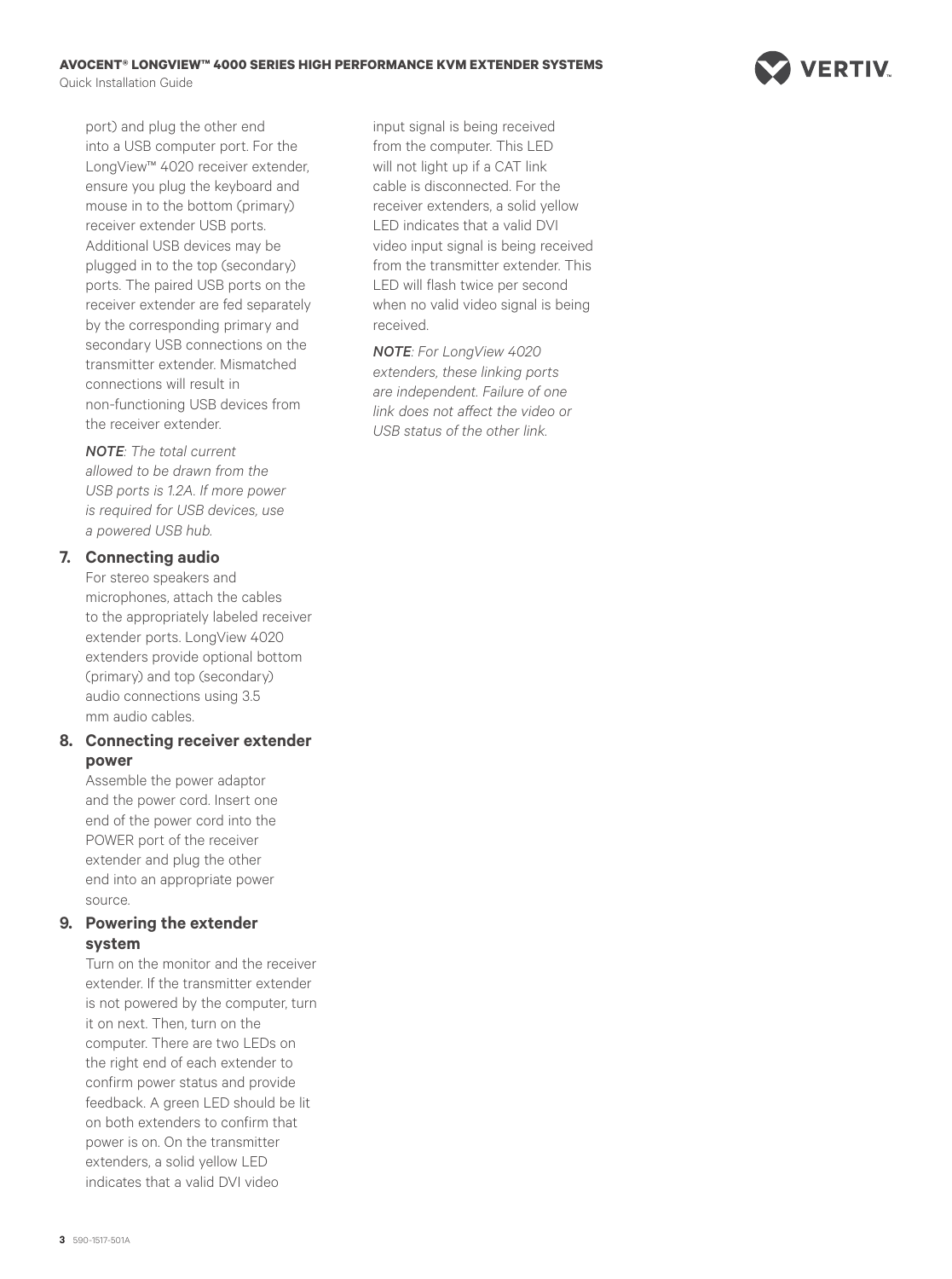port) and plug the other end into a USB computer port. For the LongView™ 4020 receiver extender, ensure you plug the keyboard and mouse in to the bottom (primary) receiver extender USB ports. Additional USB devices may be plugged in to the top (secondary) ports. The paired USB ports on the receiver extender are fed separately by the corresponding primary and secondary USB connections on the transmitter extender. Mismatched connections will result in non-functioning USB devices from the receiver extender.

***NOTE****: The total current allowed to be drawn from the USB ports is 1.2A. If more power is required for USB devices, use a powered USB hub.*

**7. Connecting audio**

For stereo speakers and microphones, attach the cables to the appropriately labeled receiver extender ports. LongView 4020 extenders provide optional bottom (primary) and top (secondary) audio connections using 3.5 mm audio cables.

**8. Connecting receiver extender power**

Assemble the power adaptor and the power cord. Insert one end of the power cord into the POWER port of the receiver extender and plug the other end into an appropriate power source.

**9. Powering the extender system**

Turn on the monitor and the receiver extender. If the transmitter extender is not powered by the computer, turn it on next. Then, turn on the computer. There are two LEDs on the right end of each extender to confirm power status and provide feedback. A green LED should be lit on both extenders to confirm that power is on. On the transmitter extenders, a solid yellow LED indicates that a valid DVI video input signal is being received from the computer. This LED will not light up if a CAT link cable is disconnected. For the receiver extenders, a solid yellow LED indicates that a valid DVI video input signal is being received from the transmitter extender. This LED will flash twice per second when no valid video signal is being received.

***NOTE****: For LongView 4020 extenders, these linking ports are independent. Failure of one link does not affect the video or USB status of the other link.*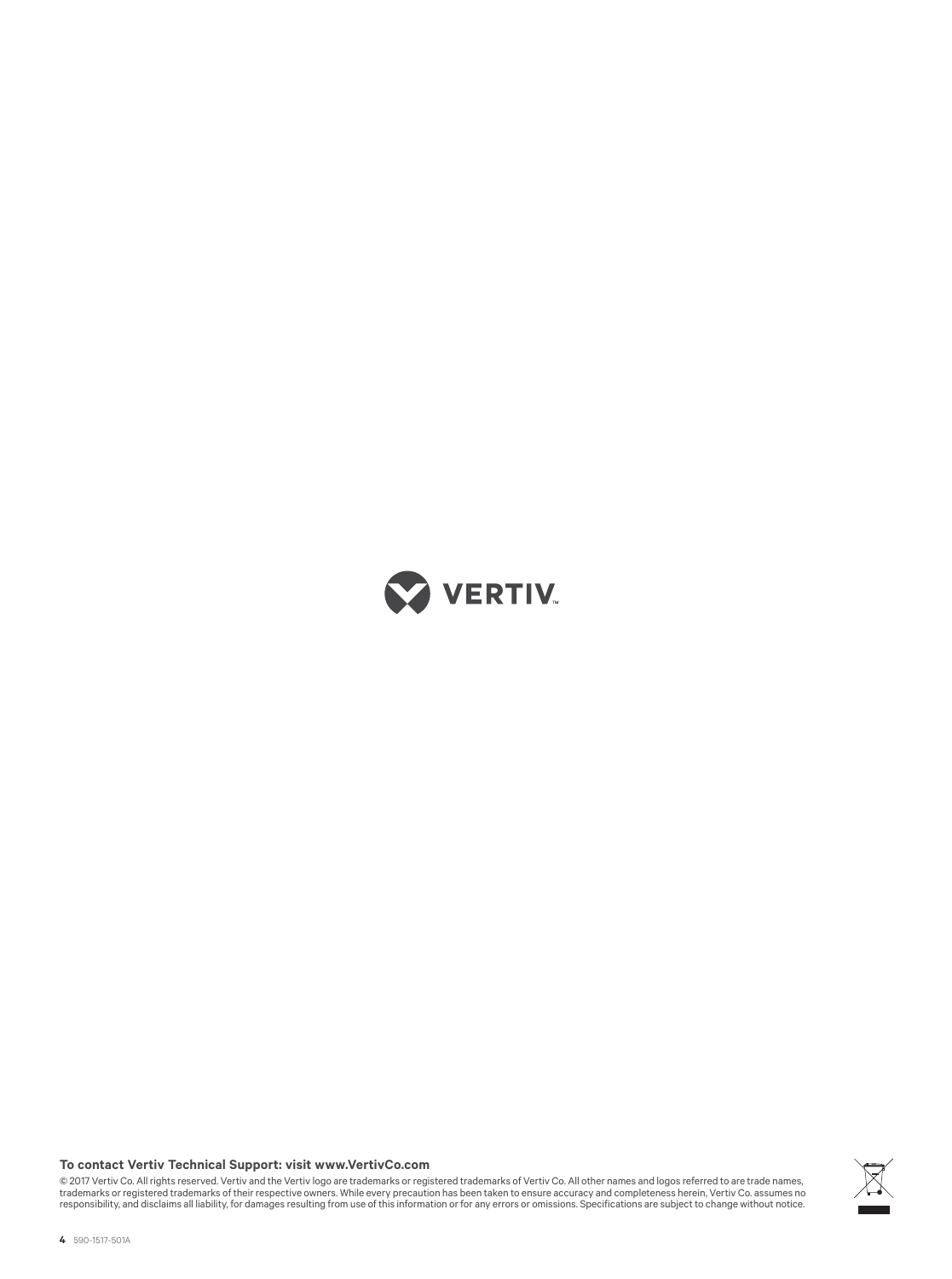VERTIV

**To contact Vertiv Technical Support: visit www.VertivCo.com**

© 2017 Vertiv Co. All rights reserved. Vertiv and the Vertiv logo are trademarks or registered trademarks of Vertiv Co. All other names and logos referred to are trade names, trademarks or registered trademarks of their respective owners. While every precaution has been taken to ensure accuracy and completeness herein, Vertiv Co. assumes no responsibility, and disclaims all liability, for damages resulting from use of this information or for any errors or omissions. Specifications are subject to change without notice.

590-1517-501A